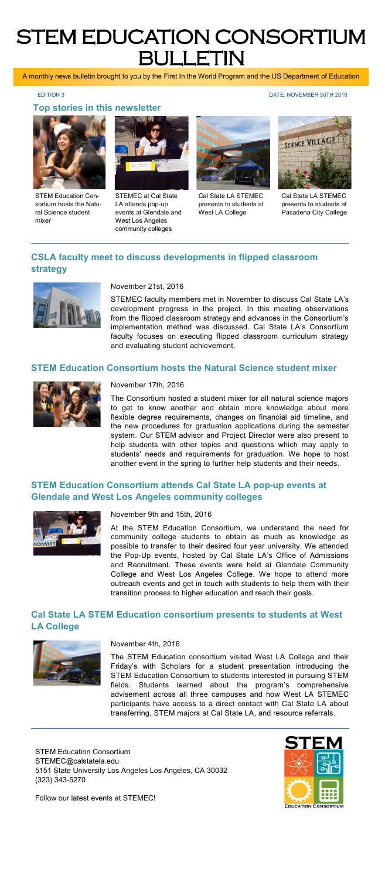# STEM EDUCATION CONSORTIUM BULLETIN

A monthly news bulletin brought to you by the First In the World Program and the US Department of Education

EDITION 3

DATE: NOVEMBER 30TH 2016

### Top stories in this newsletter

STEM Education Consortium hosts the Natural Science student mixer

STEMEC at Cal State LA attends pop-up events at Glendale and West Los Angeles community colleges

Cal State LA STEMEC presents to students at West LA College

Cal State LA STEMEC presents to students at Pasadena City College

---

## CSLA faculty meet to discuss developments in flipped classroom strategy

November 21st, 2016

STEMEC faculty members met in November to discuss Cal State LA's development progress in the project. In this meeting observations from the flipped classroom strategy and advances in the Consortium's implementation method was discussed. Cal State LA's Consortium faculty focuses on executing flipped classroom curriculum strategy and evaluating student achievement.

## STEM Education Consortium hosts the Natural Science student mixer

November 17th, 2016

The Consortium hosted a student mixer for all natural science majors to get to know another and obtain more knowledge about more flexible degree requirements, changes on financial aid timeline, and the new procedures for graduation applications during the semester system. Our STEM advisor and Project Director were also present to help students with other topics and questions which may apply to students' needs and requirements for graduation. We hope to host another event in the spring to further help students and their needs.

## STEM Education Consortium attends Cal State LA pop-up events at Glendale and West Los Angeles community colleges

November 9th and 15th, 2016

At the STEM Education Consortium, we understand the need for community college students to obtain as much as knowledge as possible to transfer to their desired four year university. We attended the Pop-Up events, hosted by Cal State LA's Office of Admissions and Recruitment. These events were held at Glendale Community College and West Los Angeles College. We hope to attend more outreach events and get in touch with students to help them with their transition process to higher education and reach their goals.

## Cal State LA STEM Education consortium presents to students at West LA College

November 4th, 2016

The STEM Education consortium visited West LA College and their Friday's with Scholars for a student presentation introducing the STEM Education Consortium to students interested in pursuing STEM fields. Students learned about the program's comprehensive advisement across all three campuses and how West LA STEMEC participants have access to a direct contact with Cal State LA about transferring, STEM majors at Cal State LA, and resource referrals.

---

STEM Education Consortium
STEMEC@calstatela.edu
5151 State University Los Angeles Los Angeles, CA 30032
(323) 343-5270

Follow our latest events at STEMEC!

STEM EDUCATION CONSORTIUM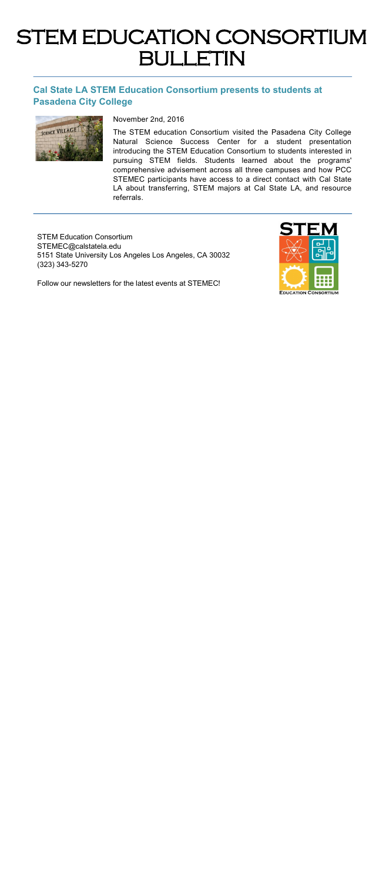# STEM EDUCATION CONSORTIUM BULLETIN

## Cal State LA STEM Education Consortium presents to students at Pasadena City College

November 2nd, 2016

The STEM education Consortium visited the Pasadena City College Natural Science Success Center for a student presentation introducing the STEM Education Consortium to students interested in pursuing STEM fields. Students learned about the programs' comprehensive advisement across all three campuses and how PCC STEMEC participants have access to a direct contact with Cal State LA about transferring, STEM majors at Cal State LA, and resource referrals.

---

STEM Education Consortium
STEMEC@calstatela.edu
5151 State University Los Angeles Los Angeles, CA 30032
(323) 343-5270

Follow our newsletters for the latest events at STEMEC!